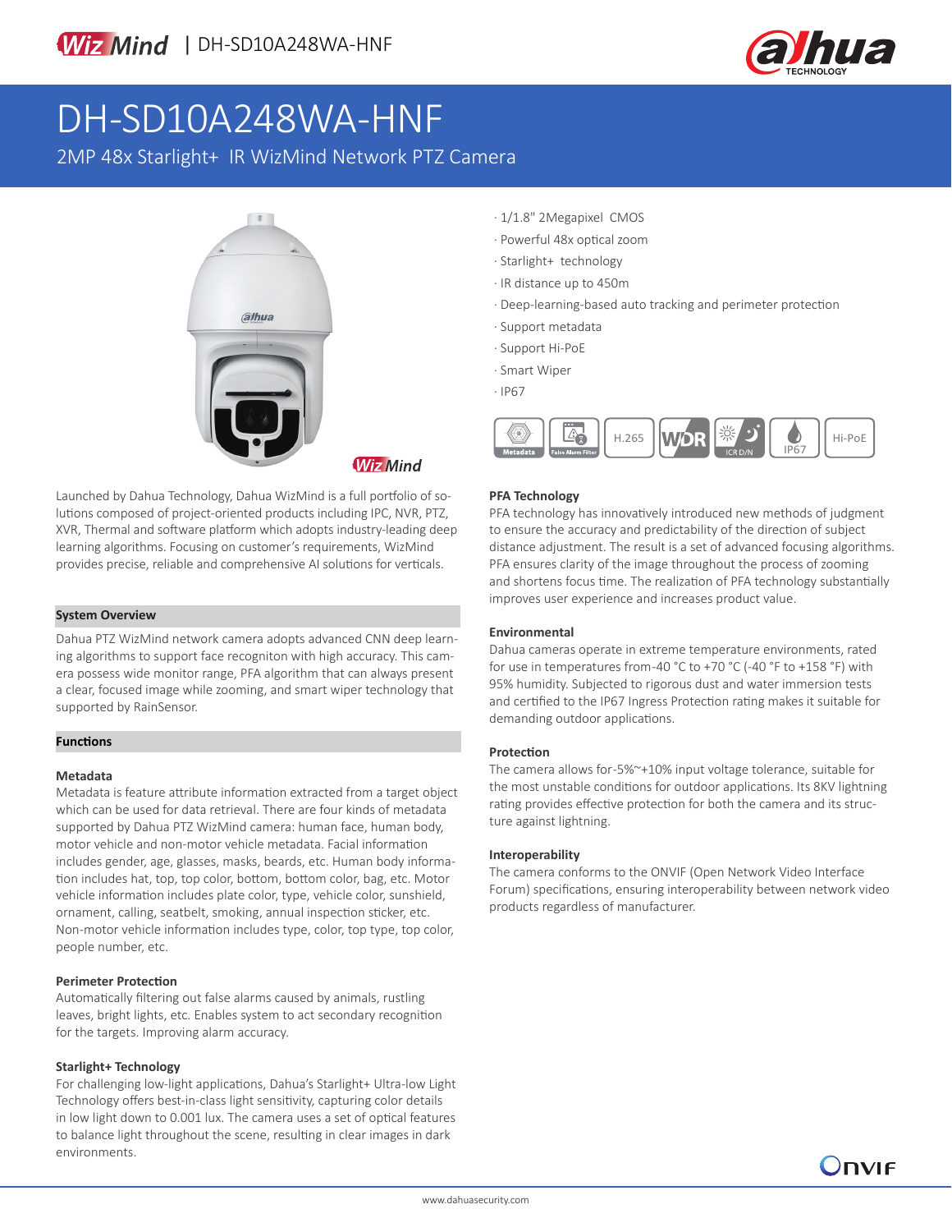# DH-SD10A248WA-HNF

2MP 48x Starlight+ IR WizMind Network PTZ Camera

- 1/1.8" 2Megapixel CMOS
- Powerful 48x optical zoom
- Starlight+ technology
- IR distance up to 450m
- Deep-learning-based auto tracking and perimeter protection
- Support metadata
- Support Hi-PoE
- Smart Wiper
- IP67

Launched by Dahua Technology, Dahua WizMind is a full portfolio of solutions composed of project-oriented products including IPC, NVR, PTZ, XVR, Thermal and software platform which adopts industry-leading deep learning algorithms. Focusing on customer's requirements, WizMind provides precise, reliable and comprehensive AI solutions for verticals.

## System Overview

Dahua PTZ WizMind network camera adopts advanced CNN deep learning algorithms to support face recogniton with high accuracy. This camera possess wide monitor range, PFA algorithm that can always present a clear, focused image while zooming, and smart wiper technology that supported by RainSensor.

## Functions

### Metadata

Metadata is feature attribute information extracted from a target object which can be used for data retrieval. There are four kinds of metadata supported by Dahua PTZ WizMind camera: human face, human body, motor vehicle and non-motor vehicle metadata. Facial information includes gender, age, glasses, masks, beards, etc. Human body information includes hat, top, top color, bottom, bottom color, bag, etc. Motor vehicle information includes plate color, type, vehicle color, sunshield, ornament, calling, seatbelt, smoking, annual inspection sticker, etc. Non-motor vehicle information includes type, color, top type, top color, people number, etc.

### Perimeter Protection

Automatically filtering out false alarms caused by animals, rustling leaves, bright lights, etc. Enables system to act secondary recognition for the targets. Improving alarm accuracy.

### Starlight+ Technology

For challenging low-light applications, Dahua's Starlight+ Ultra-low Light Technology offers best-in-class light sensitivity, capturing color details in low light down to 0.001 lux. The camera uses a set of optical features to balance light throughout the scene, resulting in clear images in dark environments.

### PFA Technology

PFA technology has innovatively introduced new methods of judgment to ensure the accuracy and predictability of the direction of subject distance adjustment. The result is a set of advanced focusing algorithms. PFA ensures clarity of the image throughout the process of zooming and shortens focus time. The realization of PFA technology substantially improves user experience and increases product value.

### Environmental

Dahua cameras operate in extreme temperature environments, rated for use in temperatures from -40 °C to +70 °C (-40 °F to +158 °F) with 95% humidity. Subjected to rigorous dust and water immersion tests and certified to the IP67 Ingress Protection rating makes it suitable for demanding outdoor applications.

### Protection

The camera allows for-5%~+10% input voltage tolerance, suitable for the most unstable conditions for outdoor applications. Its 8KV lightning rating provides effective protection for both the camera and its structure against lightning.

### Interoperability

The camera conforms to the ONVIF (Open Network Video Interface Forum) specifications, ensuring interoperability between network video products regardless of manufacturer.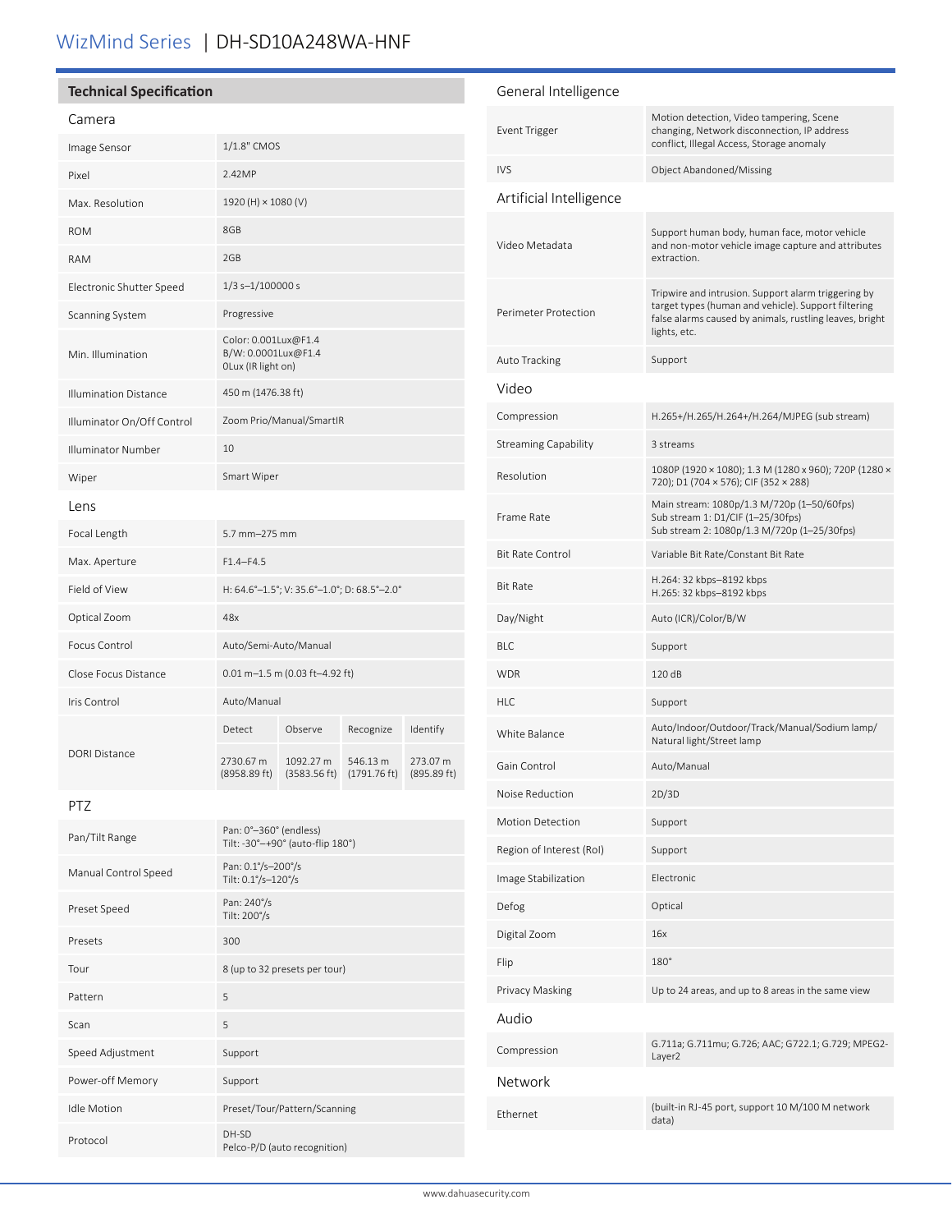# WizMind Series | DH-SD10A248WA-HNF

## Technical Specification

### Camera

| | |
|---|---|
| Image Sensor | 1/1.8" CMOS |
| Pixel | 2.42MP |
| Max. Resolution | 1920 (H) × 1080 (V) |
| ROM | 8GB |
| RAM | 2GB |
| Electronic Shutter Speed | 1/3 s–1/100000 s |
| Scanning System | Progressive |
| Min. Illumination | Color: 0.001Lux@F1.4<br>B/W: 0.0001Lux@F1.4<br>0Lux (IR light on) |
| Illumination Distance | 450 m (1476.38 ft) |
| Illuminator On/Off Control | Zoom Prio/Manual/SmartIR |
| Illuminator Number | 10 |
| Wiper | Smart Wiper |

### Lens

| | | | | |
|---|---|---|---|---|
| Focal Length | 5.7 mm–275 mm | | | |
| Max. Aperture | F1.4–F4.5 | | | |
| Field of View | H: 64.6°–1.5°; V: 35.6°–1.0°; D: 68.5°–2.0° | | | |
| Optical Zoom | 48x | | | |
| Focus Control | Auto/Semi-Auto/Manual | | | |
| Close Focus Distance | 0.01 m–1.5 m (0.03 ft–4.92 ft) | | | |
| Iris Control | Auto/Manual | | | |
| DORI Distance | Detect | Observe | Recognize | Identify |
| | 2730.67 m (8958.89 ft) | 1092.27 m (3583.56 ft) | 546.13 m (1791.76 ft) | 273.07 m (895.89 ft) |

### PTZ

| | |
|---|---|
| Pan/Tilt Range | Pan: 0°–360° (endless)<br>Tilt: -30°–+90° (auto-flip 180°) |
| Manual Control Speed | Pan: 0.1°/s–200°/s<br>Tilt: 0.1°/s–120°/s |
| Preset Speed | Pan: 240°/s<br>Tilt: 200°/s |
| Presets | 300 |
| Tour | 8 (up to 32 presets per tour) |
| Pattern | 5 |
| Scan | 5 |
| Speed Adjustment | Support |
| Power-off Memory | Support |
| Idle Motion | Preset/Tour/Pattern/Scanning |
| Protocol | DH-SD<br>Pelco-P/D (auto recognition) |

### General Intelligence

| | |
|---|---|
| Event Trigger | Motion detection, Video tampering, Scene changing, Network disconnection, IP address conflict, Illegal Access, Storage anomaly |
| IVS | Object Abandoned/Missing |

### Artificial Intelligence

| | |
|---|---|
| Video Metadata | Support human body, human face, motor vehicle and non-motor vehicle image capture and attributes extraction. |
| Perimeter Protection | Tripwire and intrusion. Support alarm triggering by target types (human and vehicle). Support filtering false alarms caused by animals, rustling leaves, bright lights, etc. |
| Auto Tracking | Support |

### Video

| | |
|---|---|
| Compression | H.265+/H.265/H.264+/H.264/MJPEG (sub stream) |
| Streaming Capability | 3 streams |
| Resolution | 1080P (1920 × 1080); 1.3 M (1280 x 960); 720P (1280 × 720); D1 (704 × 576); CIF (352 × 288) |
| Frame Rate | Main stream: 1080p/1.3 M/720p (1–50/60fps)<br>Sub stream 1: D1/CIF (1–25/30fps)<br>Sub stream 2: 1080p/1.3 M/720p (1–25/30fps) |
| Bit Rate Control | Variable Bit Rate/Constant Bit Rate |
| Bit Rate | H.264: 32 kbps–8192 kbps<br>H.265: 32 kbps–8192 kbps |
| Day/Night | Auto (ICR)/Color/B/W |
| BLC | Support |
| WDR | 120 dB |
| HLC | Support |
| White Balance | Auto/Indoor/Outdoor/Track/Manual/Sodium lamp/Natural light/Street lamp |
| Gain Control | Auto/Manual |
| Noise Reduction | 2D/3D |
| Motion Detection | Support |
| Region of Interest (RoI) | Support |
| Image Stabilization | Electronic |
| Defog | Optical |
| Digital Zoom | 16x |
| Flip | 180° |
| Privacy Masking | Up to 24 areas, and up to 8 areas in the same view |

### Audio

| | |
|---|---|
| Compression | G.711a; G.711mu; G.726; AAC; G722.1; G.729; MPEG2-Layer2 |

### Network

| | |
|---|---|
| Ethernet | (built-in RJ-45 port, support 10 M/100 M network data) |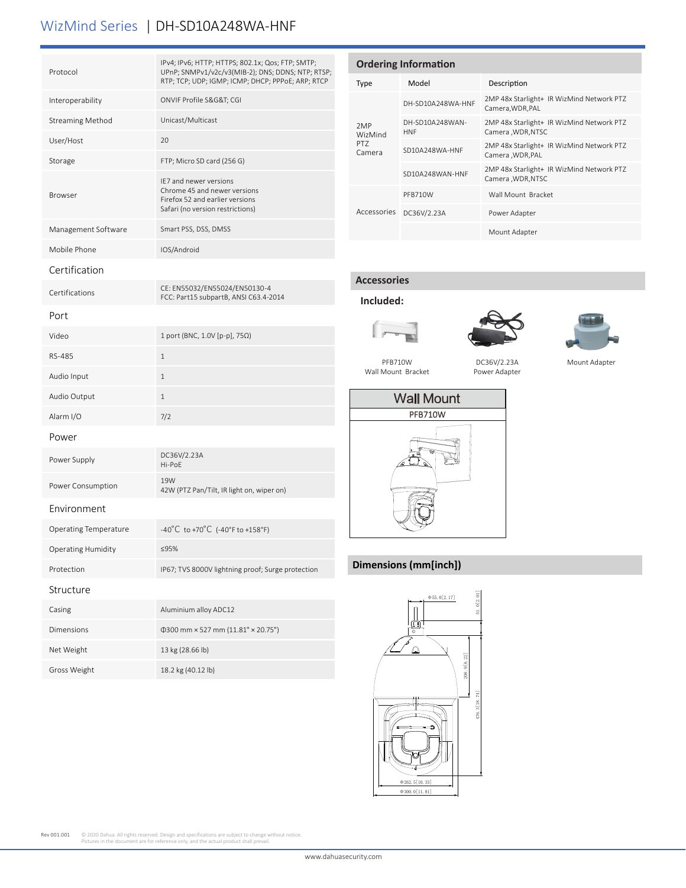# WizMind Series | DH-SD10A248WA-HNF

| | |
|---|---|
| Protocol | IPv4; IPv6; HTTP; HTTPS; 802.1x; Qos; FTP; SMTP; UPnP; SNMPv1/v2c/v3(MIB-2); DNS; DDNS; NTP; RTSP; RTP; TCP; UDP; IGMP; ICMP; DHCP; PPPoE; ARP; RTCP |
| Interoperability | ONVIF Profile S&G&T; CGI |
| Streaming Method | Unicast/Multicast |
| User/Host | 20 |
| Storage | FTP; Micro SD card (256 G) |
| Browser | IE7 and newer versions<br>Chrome 45 and newer versions<br>Firefox 52 and earlier versions<br>Safari (no version restrictions) |
| Management Software | Smart PSS, DSS, DMSS |
| Mobile Phone | IOS/Android |
| **Certification** | |
| Certifications | CE: EN55032/EN55024/EN50130-4<br>FCC: Part15 subpartB, ANSI C63.4-2014 |
| **Port** | |
| Video | 1 port (BNC, 1.0V [p-p], 75Ω) |
| RS-485 | 1 |
| Audio Input | 1 |
| Audio Output | 1 |
| Alarm I/O | 7/2 |
| **Power** | |
| Power Supply | DC36V/2.23A<br>Hi-PoE |
| Power Consumption | 19W<br>42W (PTZ Pan/Tilt, IR light on, wiper on) |
| **Environment** | |
| Operating Temperature | -40°C to +70°C (-40°F to +158°F) |
| Operating Humidity | ≤95% |
| Protection | IP67; TVS 8000V lightning proof; Surge protection |
| **Structure** | |
| Casing | Aluminium alloy ADC12 |
| Dimensions | Φ300 mm × 527 mm (11.81" × 20.75") |
| Net Weight | 13 kg (28.66 lb) |
| Gross Weight | 18.2 kg (40.12 lb) |

## Ordering Information

| Type | Model | Description |
|---|---|---|
| 2MP WizMind PTZ Camera | DH-SD10A248WA-HNF | 2MP 48x Starlight+ IR WizMind Network PTZ Camera,WDR,PAL |
| | DH-SD10A248WAN-HNF | 2MP 48x Starlight+ IR WizMind Network PTZ Camera ,WDR,NTSC |
| | SD10A248WA-HNF | 2MP 48x Starlight+ IR WizMind Network PTZ Camera ,WDR,PAL |
| | SD10A248WAN-HNF | 2MP 48x Starlight+ IR WizMind Network PTZ Camera ,WDR,NTSC |
| Accessories | PFB710W | Wall Mount Bracket |
| | DC36V/2.23A | Power Adapter |
| | | Mount Adapter |

## Accessories

**Included:**

PFB710W
Wall Mount Bracket

DC36V/2.23A
Power Adapter

Mount Adapter

**Wall Mount**

PFB710W

## Dimensions (mm[inch])

Φ55.0[2.17]
51.0[2.01]
208.9[8.22]
476.3[18.74]
Φ262.5[10.33]
Φ300.0[11.81]

Rev 001.001 © 2020 Dahua. All rights reserved. Design and specifications are subject to change without notice.
Pictures in the document are for reference only, and the actual product shall prevail.

www.dahuasecurity.com